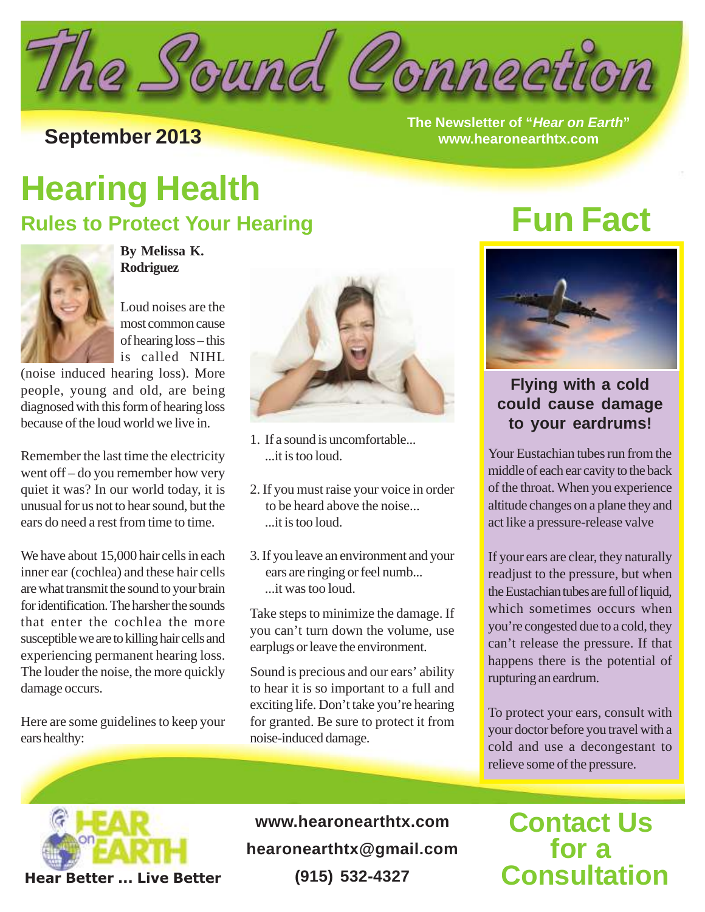# The Sound Connection

**September 2013**

**The Newsletter of "*Hear on Earth*"**
**www.hearonearthtx.com**

# Hearing Health

## Rules to Protect Your Hearing

**By Melissa K. Rodriguez**

Loud noises are the most common cause of hearing loss – this is called NIHL (noise induced hearing loss). More people, young and old, are being diagnosed with this form of hearing loss because of the loud world we live in.

Remember the last time the electricity went off – do you remember how very quiet it was? In our world today, it is unusual for us not to hear sound, but the ears do need a rest from time to time.

We have about 15,000 hair cells in each inner ear (cochlea) and these hair cells are what transmit the sound to your brain for identification. The harsher the sounds that enter the cochlea the more susceptible we are to killing hair cells and experiencing permanent hearing loss. The louder the noise, the more quickly damage occurs.

Here are some guidelines to keep your ears healthy:

1. If a sound is uncomfortable...
   ...it is too loud.
2. If you must raise your voice in order to be heard above the noise...
   ...it is too loud.
3. If you leave an environment and your ears are ringing or feel numb...
   ...it was too loud.

Take steps to minimize the damage. If you can't turn down the volume, use earplugs or leave the environment.

Sound is precious and our ears' ability to hear it is so important to a full and exciting life. Don't take you're hearing for granted. Be sure to protect it from noise-induced damage.

# Fun Fact

**Flying with a cold could cause damage to your eardrums!**

Your Eustachian tubes run from the middle of each ear cavity to the back of the throat. When you experience altitude changes on a plane they and act like a pressure-release valve

If your ears are clear, they naturally readjust to the pressure, but when the Eustachian tubes are full of liquid, which sometimes occurs when you're congested due to a cold, they can't release the pressure. If that happens there is the potential of rupturing an eardrum.

To protect your ears, consult with your doctor before you travel with a cold and use a decongestant to relieve some of the pressure.

---

**HEAR on EARTH**
**Hear Better ... Live Better**

**www.hearonearthtx.com**
**hearonearthtx@gmail.com**
**(915) 532-4327**

## Contact Us for a Consultation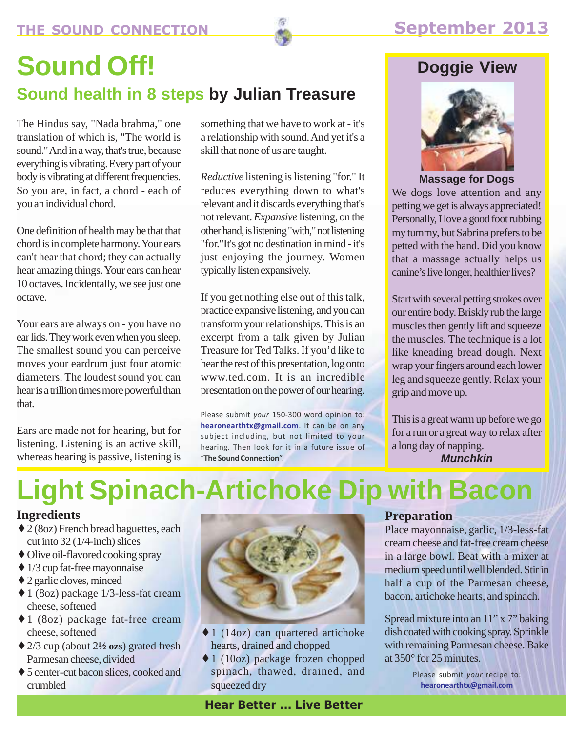# Sound Off!

## Sound health in 8 steps **by Julian Treasure**

The Hindus say, "Nada brahma," one translation of which is, "The world is sound." And in a way, that's true, because everything is vibrating. Every part of your body is vibrating at different frequencies. So you are, in fact, a chord - each of you an individual chord.

One definition of health may be that that chord is in complete harmony. Your ears can't hear that chord; they can actually hear amazing things. Your ears can hear 10 octaves. Incidentally, we see just one octave.

Your ears are always on - you have no ear lids. They work even when you sleep. The smallest sound you can perceive moves your eardrum just four atomic diameters. The loudest sound you can hear is a trillion times more powerful than that.

Ears are made not for hearing, but for listening. Listening is an active skill, whereas hearing is passive, listening is something that we have to work at - it's a relationship with sound. And yet it's a skill that none of us are taught.

*Reductive* listening is listening "for." It reduces everything down to what's relevant and it discards everything that's not relevant. *Expansive* listening, on the other hand, is listening "with," not listening "for." It's got no destination in mind - it's just enjoying the journey. Women typically listen expansively.

If you get nothing else out of this talk, practice expansive listening, and you can transform your relationships. This is an excerpt from a talk given by Julian Treasure for Ted Talks. If you'd like to hear the rest of this presentation, log onto www.ted.com. It is an incredible presentation on the power of our hearing.

Please submit *your* 150-300 word opinion to: **hearonearthtx@gmail.com**. It can be on any subject including, but not limited to your hearing. Then look for it in a future issue of "**The Sound Connection**".

## Doggie View

### Massage for Dogs

We dogs love attention and any petting we get is always appreciated! Personally, I love a good foot rubbing my tummy, but Sabrina prefers to be petted with the hand. Did you know that a massage actually helps us canine's live longer, healthier lives?

Start with several petting strokes over our entire body. Briskly rub the large muscles then gently lift and squeeze the muscles. The technique is a lot like kneading bread dough. Next wrap your fingers around each lower leg and squeeze gently. Relax your grip and move up.

This is a great warm up before we go for a run or a great way to relax after a long day of napping.

***Munchkin***

# Light Spinach-Artichoke Dip with Bacon

### Ingredients

- 2 (8oz) French bread baguettes, each cut into 32 (1/4-inch) slices
- Olive oil-flavored cooking spray
- 1/3 cup fat-free mayonnaise
- 2 garlic cloves, minced
- 1 (8oz) package 1/3-less-fat cream cheese, softened
- 1 (8oz) package fat-free cream cheese, softened
- 2/3 cup (about 2½ **ozs**) grated fresh Parmesan cheese, divided
- 5 center-cut bacon slices, cooked and crumbled
- 1 (14oz) can quartered artichoke hearts, drained and chopped
- 1 (10oz) package frozen chopped spinach, thawed, drained, and squeezed dry

### Preparation

Place mayonnaise, garlic, 1/3-less-fat cream cheese and fat-free cream cheese in a large bowl. Beat with a mixer at medium speed until well blended. Stir in half a cup of the Parmesan cheese, bacon, artichoke hearts, and spinach.

Spread mixture into an 11" x 7" baking dish coated with cooking spray. Sprinkle with remaining Parmesan cheese. Bake at 350° for 25 minutes.

Please submit *your* recipe to: **hearonearthtx@gmail.com**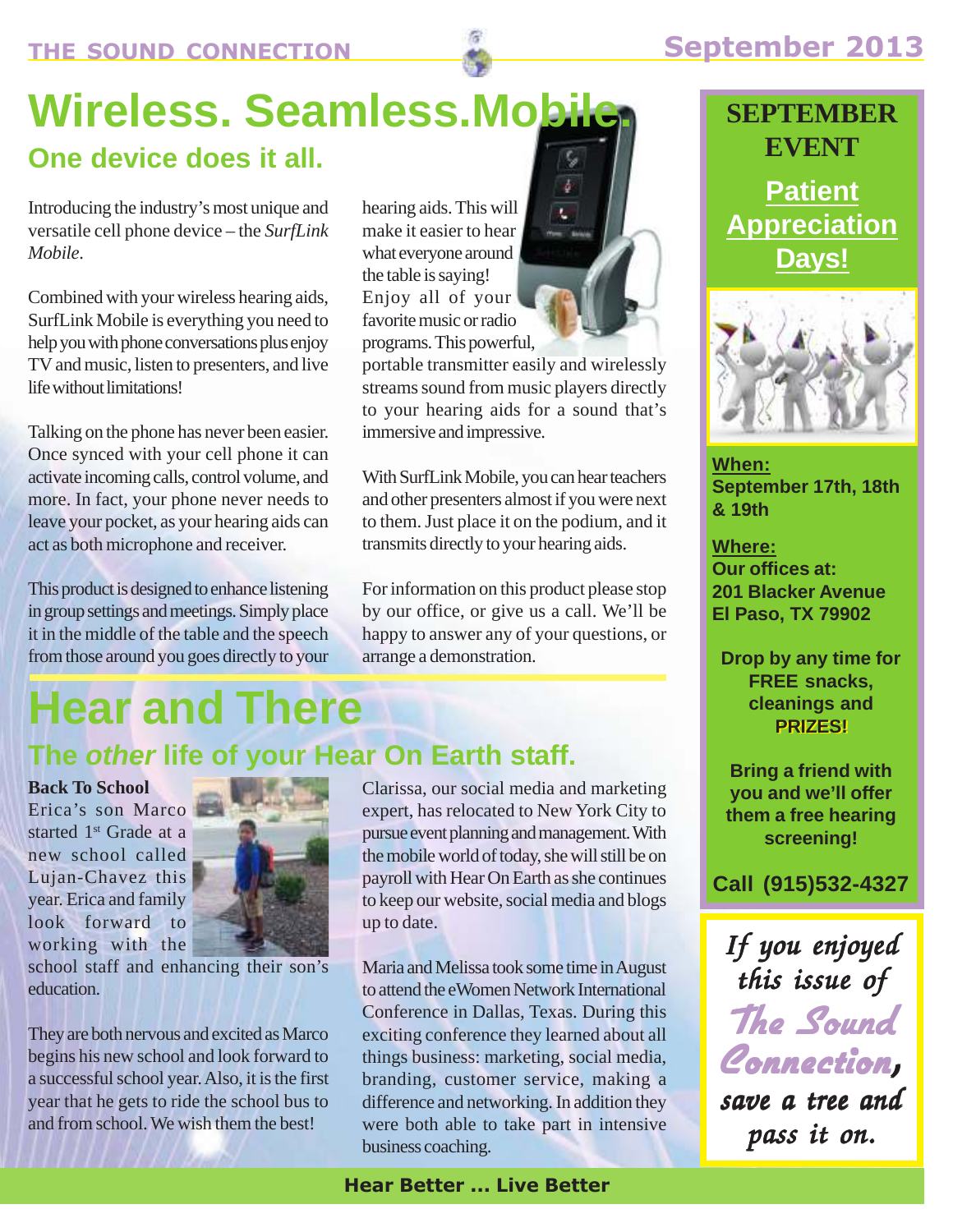# Wireless. Seamless.Mobile.

## One device does it all.

Introducing the industry's most unique and versatile cell phone device – the *SurfLink Mobile*.

Combined with your wireless hearing aids, SurfLink Mobile is everything you need to help you with phone conversations plus enjoy TV and music, listen to presenters, and live life without limitations!

Talking on the phone has never been easier. Once synced with your cell phone it can activate incoming calls, control volume, and more. In fact, your phone never needs to leave your pocket, as your hearing aids can act as both microphone and receiver.

This product is designed to enhance listening in group settings and meetings. Simply place it in the middle of the table and the speech from those around you goes directly to your hearing aids. This will make it easier to hear what everyone around the table is saying! Enjoy all of your favorite music or radio programs. This powerful, portable transmitter easily and wirelessly streams sound from music players directly to your hearing aids for a sound that's immersive and impressive.

With SurfLink Mobile, you can hear teachers and other presenters almost if you were next to them. Just place it on the podium, and it transmits directly to your hearing aids.

For information on this product please stop by our office, or give us a call. We'll be happy to answer any of your questions, or arrange a demonstration.

# Hear and There

## The *other* life of your Hear On Earth staff.

**Back To School**

Erica's son Marco started 1st Grade at a new school called Lujan-Chavez this year. Erica and family look forward to working with the school staff and enhancing their son's education.

They are both nervous and excited as Marco begins his new school and look forward to a successful school year. Also, it is the first year that he gets to ride the school bus to and from school. We wish them the best!

Clarissa, our social media and marketing expert, has relocated to New York City to pursue event planning and management. With the mobile world of today, she will still be on payroll with Hear On Earth as she continues to keep our website, social media and blogs up to date.

Maria and Melissa took some time in August to attend the eWomen Network International Conference in Dallas, Texas. During this exciting conference they learned about all things business: marketing, social media, branding, customer service, making a difference and networking. In addition they were both able to take part in intensive business coaching.

---

**SEPTEMBER EVENT**

**Patient Appreciation Days!**

**When:**
**September 17th, 18th & 19th**

**Where:**
**Our offices at:**
**201 Blacker Avenue**
**El Paso, TX 79902**

**Drop by any time for FREE snacks, cleanings and PRIZES!**

**Bring a friend with you and we'll offer them a free hearing screening!**

**Call (915)532-4327**

---

*If you enjoyed this issue of The Sound Connection, save a tree and pass it on.*

**Hear Better ... Live Better**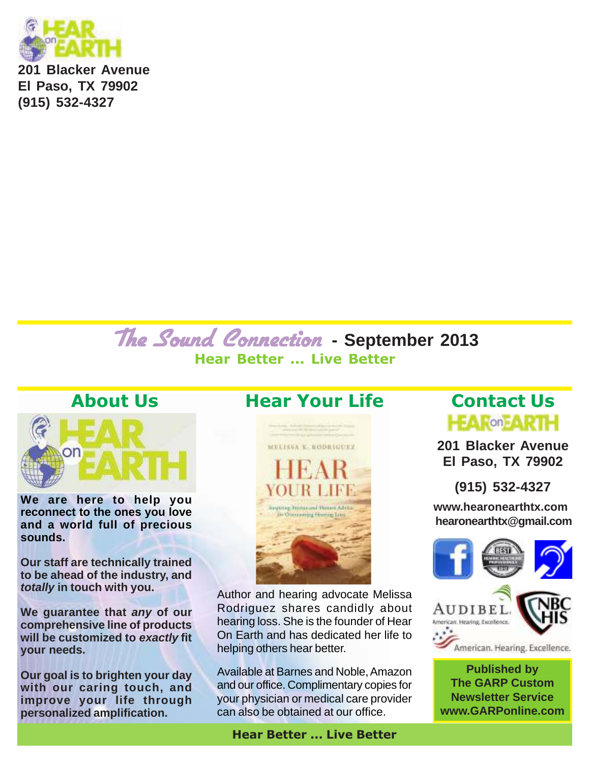201 Blacker Avenue
El Paso, TX 79902
(915) 532-4327

# The Sound Connection - September 2013

**Hear Better ... Live Better**

## About Us

**We are here to help you reconnect to the ones you love and a world full of precious sounds.**

**Our staff are technically trained to be ahead of the industry, and *totally* in touch with you.**

**We guarantee that *any* of our comprehensive line of products will be customized to *exactly* fit your needs.**

**Our goal is to brighten your day with our caring touch, and improve your life through personalized amplification.**

## Hear Your Life

Author and hearing advocate Melissa Rodriguez shares candidly about hearing loss. She is the founder of Hear On Earth and has dedicated her life to helping others hear better.

Available at Barnes and Noble, Amazon and our office. Complimentary copies for your physician or medical care provider can also be obtained at our office.

## Contact Us

**201 Blacker Avenue**
**El Paso, TX 79902**

**(915) 532-4327**

**www.hearonearthtx.com**
**hearonearthtx@gmail.com**

**Published by**
**The GARP Custom Newsletter Service**
**www.GARPonline.com**

**Hear Better ... Live Better**